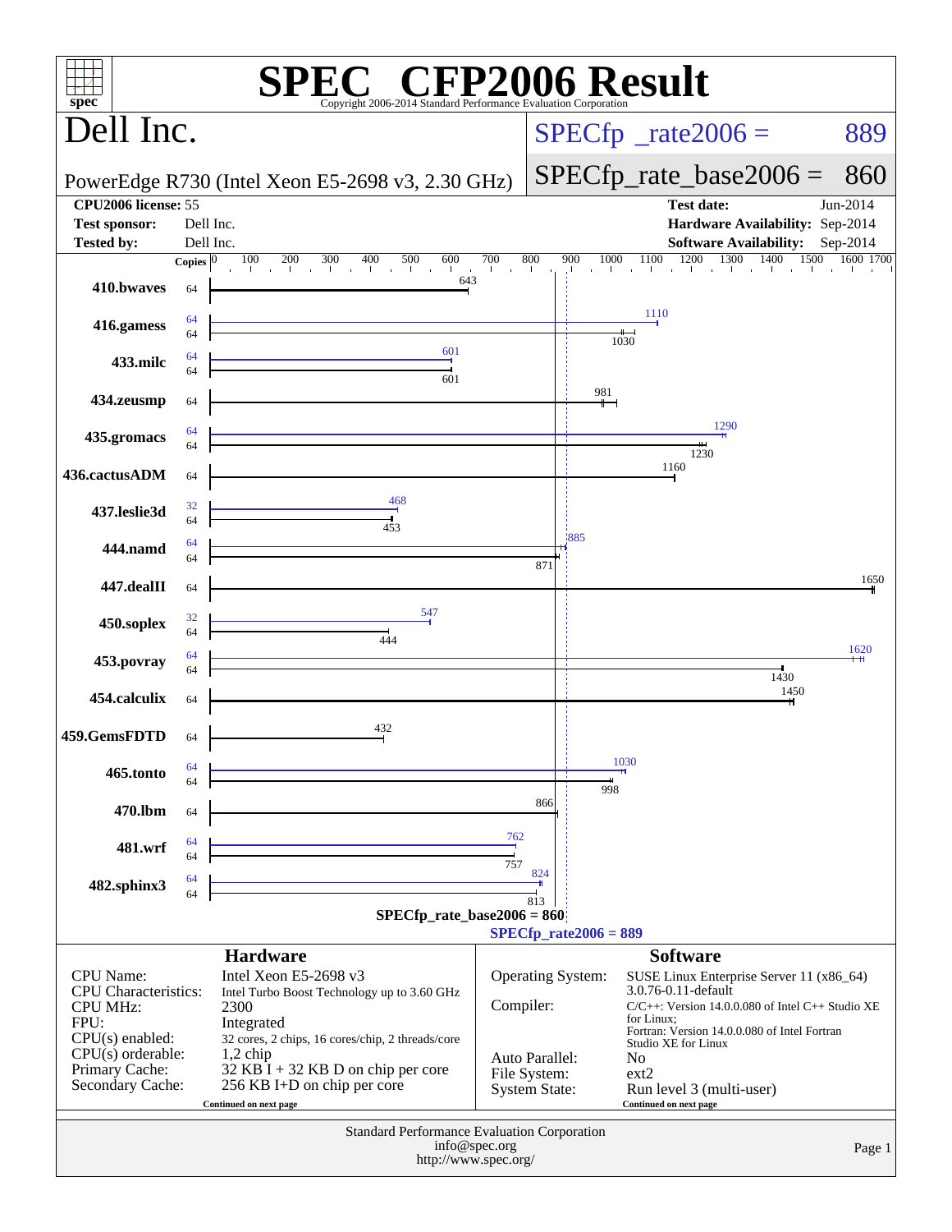# SPEC CFP2006 Result

Copyright 2006-2014 Standard Performance Evaluation Corporation

## Dell Inc.

PowerEdge R730 (Intel Xeon E5-2698 v3, 2.30 GHz)

SPECfp_rate2006 = 889

SPECfp_rate_base2006 = 860

| | | | |
|---|---|---|---|
| **CPU2006 license:** | 55 | **Test date:** | Jun-2014 |
| **Test sponsor:** | Dell Inc. | **Hardware Availability:** | Sep-2014 |
| **Tested by:** | Dell Inc. | **Software Availability:** | Sep-2014 |

| Benchmark | Copies (peak) | Peak | Copies (base) | Base |
|---|---|---|---|---|
| 410.bwaves | | | 64 | 643 |
| 416.gamess | 64 | 1110 | 64 | 1030 |
| 433.milc | 64 | 601 | 64 | 601 |
| 434.zeusmp | | | 64 | 981 |
| 435.gromacs | 64 | 1290 | 64 | 1230 |
| 436.cactusADM | | | 64 | 1160 |
| 437.leslie3d | 32 | 468 | 64 | 453 |
| 444.namd | 64 | 885 | 64 | 871 |
| 447.dealII | | | 64 | 1650 |
| 450.soplex | 32 | 547 | 64 | 444 |
| 453.povray | 64 | 1620 | 64 | 1430 |
| 454.calculix | | | 64 | 1450 |
| 459.GemsFDTD | | | 64 | 432 |
| 465.tonto | 64 | 1030 | 64 | 998 |
| 470.lbm | | | 64 | 866 |
| 481.wrf | 64 | 762 | 64 | 757 |
| 482.sphinx3 | 64 | 824 | 64 | 813 |

SPECfp_rate_base2006 = 860

SPECfp_rate2006 = 889

### Hardware

| | |
|---|---|
| CPU Name: | Intel Xeon E5-2698 v3 |
| CPU Characteristics: | Intel Turbo Boost Technology up to 3.60 GHz |
| CPU MHz: | 2300 |
| FPU: | Integrated |
| CPU(s) enabled: | 32 cores, 2 chips, 16 cores/chip, 2 threads/core |
| CPU(s) orderable: | 1,2 chip |
| Primary Cache: | 32 KB I + 32 KB D on chip per core |
| Secondary Cache: | 256 KB I+D on chip per core |

Continued on next page

### Software

| | |
|---|---|
| Operating System: | SUSE Linux Enterprise Server 11 (x86_64) 3.0.76-0.11-default |
| Compiler: | C/C++: Version 14.0.0.080 of Intel C++ Studio XE for Linux; Fortran: Version 14.0.0.080 of Intel Fortran Studio XE for Linux |
| Auto Parallel: | No |
| File System: | ext2 |
| System State: | Run level 3 (multi-user) |

Continued on next page

Standard Performance Evaluation Corporation
info@spec.org
http://www.spec.org/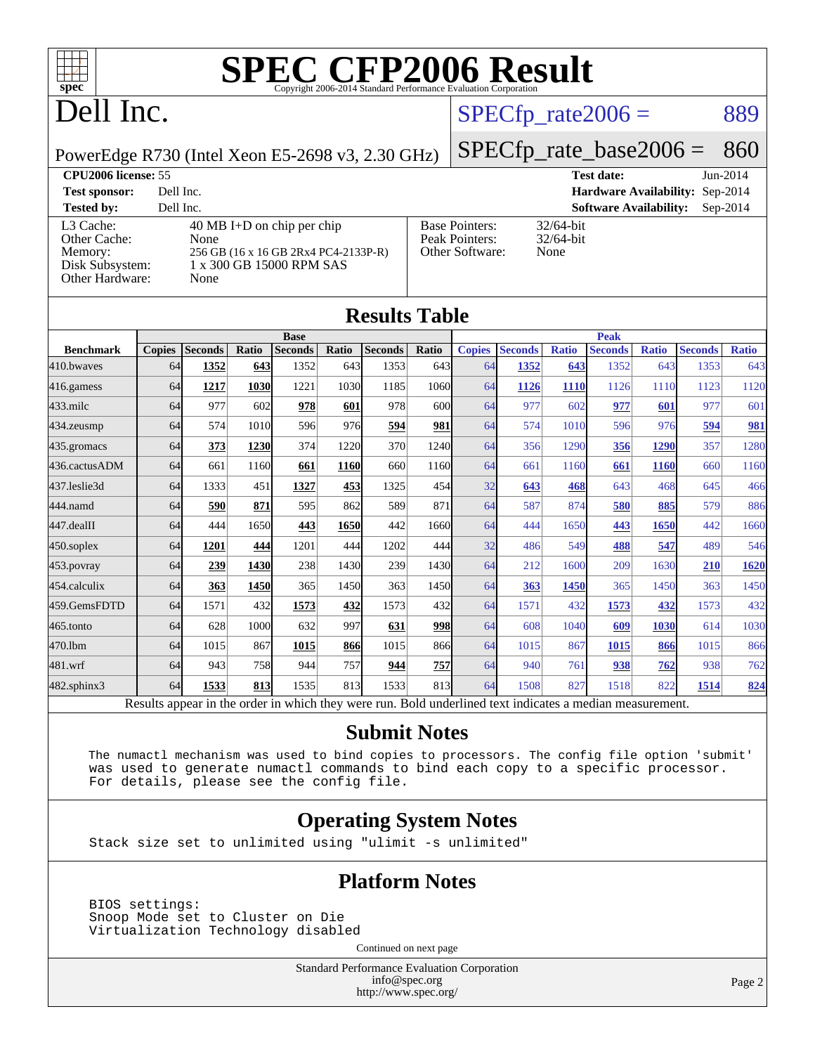# SPEC CFP2006 Result

Copyright 2006-2014 Standard Performance Evaluation Corporation

# Dell Inc.

PowerEdge R730 (Intel Xeon E5-2698 v3, 2.30 GHz)

SPECfp_rate2006 = 889

SPECfp_rate_base2006 = 860

**CPU2006 license:** 55

**Test sponsor:** Dell Inc.

**Tested by:** Dell Inc.

**Test date:** Jun-2014

**Hardware Availability:** Sep-2014

**Software Availability:** Sep-2014

| | |
|---|---|
| L3 Cache: | 40 MB I+D on chip per chip |
| Other Cache: | None |
| Memory: | 256 GB (16 x 16 GB 2Rx4 PC4-2133P-R) |
| Disk Subsystem: | 1 x 300 GB 15000 RPM SAS |
| Other Hardware: | None |

| | |
|---|---|
| Base Pointers: | 32/64-bit |
| Peak Pointers: | 32/64-bit |
| Other Software: | None |

## Results Table

| | Base | | | | | | | Peak | | | | | | |
|---|---|---|---|---|---|---|---|---|---|---|---|---|---|---|
| **Benchmark** | **Copies** | **Seconds** | **Ratio** | **Seconds** | **Ratio** | **Seconds** | **Ratio** | **Copies** | **Seconds** | **Ratio** | **Seconds** | **Ratio** | **Seconds** | **Ratio** |
| 410.bwaves | 64 | **1352** | **643** | 1352 | 643 | 1353 | 643 | 64 | **1352** | **643** | 1352 | 643 | 1353 | 643 |
| 416.gamess | 64 | **1217** | **1030** | 1221 | 1030 | 1185 | 1060 | 64 | **1126** | **1110** | 1126 | 1110 | 1123 | 1120 |
| 433.milc | 64 | 977 | 602 | **978** | **601** | 978 | 600 | 64 | 977 | 602 | **977** | **601** | 977 | 601 |
| 434.zeusmp | 64 | 574 | 1010 | 596 | 976 | **594** | **981** | 64 | 574 | 1010 | 596 | 976 | **594** | **981** |
| 435.gromacs | 64 | **373** | **1230** | 374 | 1220 | 370 | 1240 | 64 | 356 | 1290 | **356** | **1290** | 357 | 1280 |
| 436.cactusADM | 64 | 661 | 1160 | **661** | **1160** | 660 | 1160 | 64 | 661 | 1160 | **661** | **1160** | 660 | 1160 |
| 437.leslie3d | 64 | 1333 | 451 | **1327** | **453** | 1325 | 454 | 32 | **643** | **468** | 643 | 468 | 645 | 466 |
| 444.namd | 64 | **590** | **871** | 595 | 862 | 589 | 871 | 64 | 587 | 874 | **580** | **885** | 579 | 886 |
| 447.dealII | 64 | 444 | 1650 | **443** | **1650** | 442 | 1660 | 64 | 444 | 1650 | **443** | **1650** | 442 | 1660 |
| 450.soplex | 64 | **1201** | **444** | 1201 | 444 | 1202 | 444 | 32 | 486 | 549 | **488** | **547** | 489 | 546 |
| 453.povray | 64 | **239** | **1430** | 238 | 1430 | 239 | 1430 | 64 | 212 | 1600 | 209 | 1630 | **210** | **1620** |
| 454.calculix | 64 | **363** | **1450** | 365 | 1450 | 363 | 1450 | 64 | **363** | **1450** | 365 | 1450 | 363 | 1450 |
| 459.GemsFDTD | 64 | 1571 | 432 | **1573** | **432** | 1573 | 432 | 64 | 1571 | 432 | **1573** | **432** | 1573 | 432 |
| 465.tonto | 64 | 628 | 1000 | 632 | 997 | **631** | **998** | 64 | 608 | 1040 | **609** | **1030** | 614 | 1030 |
| 470.lbm | 64 | 1015 | 867 | **1015** | **866** | 1015 | 866 | 64 | 1015 | 867 | **1015** | **866** | 1015 | 866 |
| 481.wrf | 64 | 943 | 758 | 944 | 757 | **944** | **757** | 64 | 940 | 761 | **938** | **762** | 938 | 762 |
| 482.sphinx3 | 64 | **1533** | **813** | 1535 | 813 | 1533 | 813 | 64 | 1508 | 827 | 1518 | 822 | **1514** | **824** |

Results appear in the order in which they were run. Bold underlined text indicates a median measurement.

## Submit Notes

```
The numactl mechanism was used to bind copies to processors. The config file option 'submit'
was used to generate numactl commands to bind each copy to a specific processor.
For details, please see the config file.
```

## Operating System Notes

```
Stack size set to unlimited using "ulimit -s unlimited"
```

## Platform Notes

```
BIOS settings:
Snoop Mode set to Cluster on Die
Virtualization Technology disabled
```

Continued on next page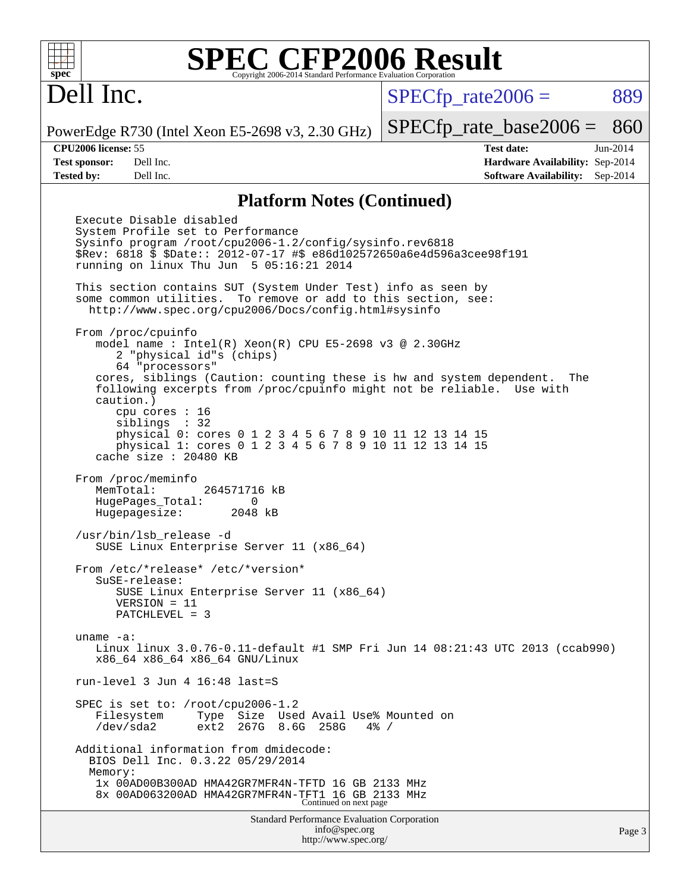## Platform Notes (Continued)

```
Execute Disable disabled
System Profile set to Performance
Sysinfo program /root/cpu2006-1.2/config/sysinfo.rev6818
$Rev: 6818 $ $Date:: 2012-07-17 #$ e86d102572650a6e4d596a3cee98f191
running on linux Thu Jun  5 05:16:21 2014

This section contains SUT (System Under Test) info as seen by
some common utilities.  To remove or add to this section, see:
  http://www.spec.org/cpu2006/Docs/config.html#sysinfo

From /proc/cpuinfo
   model name : Intel(R) Xeon(R) CPU E5-2698 v3 @ 2.30GHz
      2 "physical id"s (chips)
      64 "processors"
   cores, siblings (Caution: counting these is hw and system dependent.  The
   following excerpts from /proc/cpuinfo might not be reliable.  Use with
   caution.)
      cpu cores : 16
      siblings  : 32
      physical 0: cores 0 1 2 3 4 5 6 7 8 9 10 11 12 13 14 15
      physical 1: cores 0 1 2 3 4 5 6 7 8 9 10 11 12 13 14 15
   cache size : 20480 KB

From /proc/meminfo
   MemTotal:       264571716 kB
   HugePages_Total:       0
   Hugepagesize:       2048 kB

/usr/bin/lsb_release -d
   SUSE Linux Enterprise Server 11 (x86_64)

From /etc/*release* /etc/*version*
   SuSE-release:
      SUSE Linux Enterprise Server 11 (x86_64)
      VERSION = 11
      PATCHLEVEL = 3

uname -a:
   Linux linux 3.0.76-0.11-default #1 SMP Fri Jun 14 08:21:43 UTC 2013 (ccab990)
   x86_64 x86_64 x86_64 GNU/Linux

run-level 3 Jun 4 16:48 last=S

SPEC is set to: /root/cpu2006-1.2
   Filesystem     Type  Size  Used Avail Use% Mounted on
   /dev/sda2      ext2  267G  8.6G  258G   4% /

Additional information from dmidecode:
  BIOS Dell Inc. 0.3.22 05/29/2014
  Memory:
   1x 00AD00B300AD HMA42GR7MFR4N-TFTD 16 GB 2133 MHz
   8x 00AD063200AD HMA42GR7MFR4N-TFT1 16 GB 2133 MHz
```

Continued on next page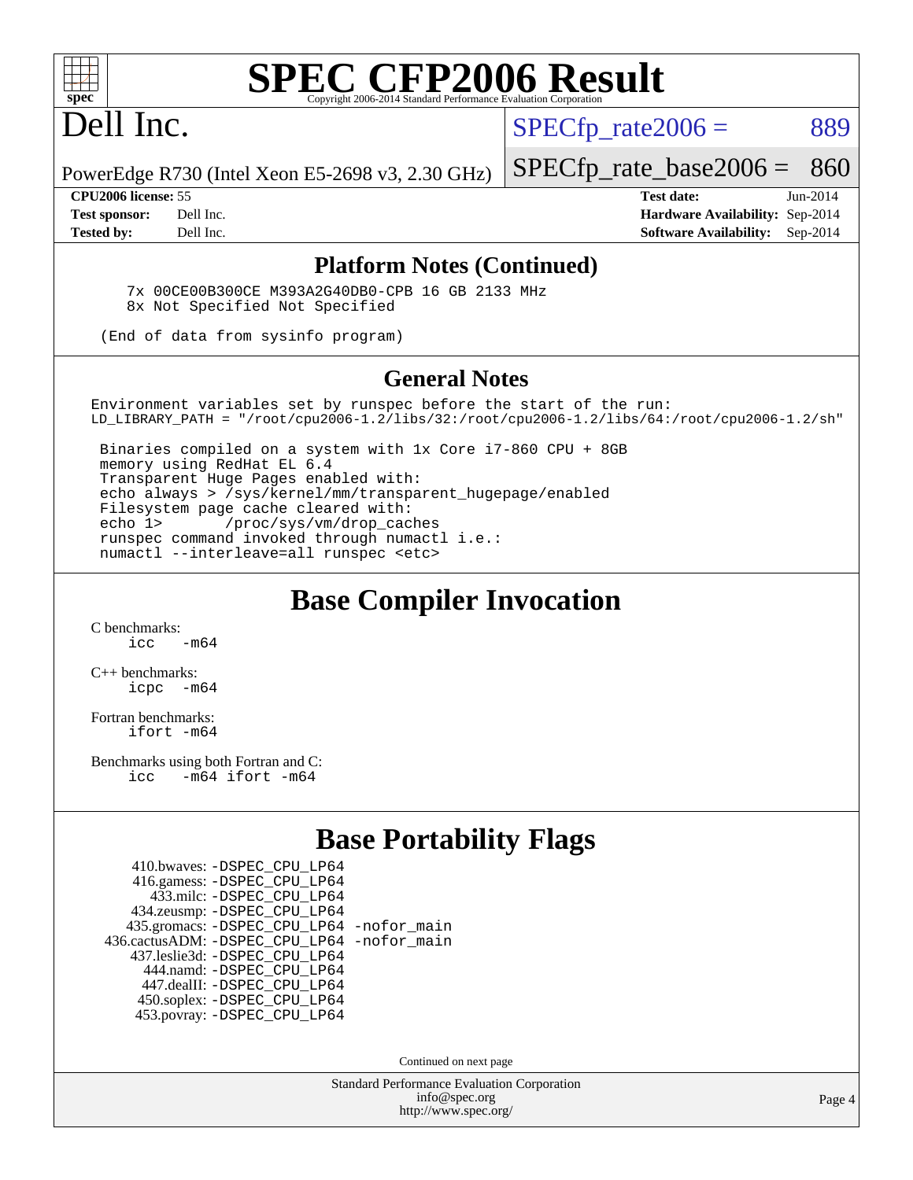# SPEC CFP2006 Result

Copyright 2006-2014 Standard Performance Evaluation Corporation

**Dell Inc.**

PowerEdge R730 (Intel Xeon E5-2698 v3, 2.30 GHz)

SPECfp_rate2006 = 889

SPECfp_rate_base2006 = 860

**CPU2006 license:** 55 **Test date:** Jun-2014
**Test sponsor:** Dell Inc. **Hardware Availability:** Sep-2014
**Tested by:** Dell Inc. **Software Availability:** Sep-2014

## Platform Notes (Continued)

```
7x 00CE00B300CE M393A2G40DB0-CPB 16 GB 2133 MHz
8x Not Specified Not Specified

(End of data from sysinfo program)
```

## General Notes

```
Environment variables set by runspec before the start of the run:
LD_LIBRARY_PATH = "/root/cpu2006-1.2/libs/32:/root/cpu2006-1.2/libs/64:/root/cpu2006-1.2/sh"

 Binaries compiled on a system with 1x Core i7-860 CPU + 8GB
 memory using RedHat EL 6.4
 Transparent Huge Pages enabled with:
 echo always > /sys/kernel/mm/transparent_hugepage/enabled
 Filesystem page cache cleared with:
 echo 1>       /proc/sys/vm/drop_caches
 runspec command invoked through numactl i.e.:
 numactl --interleave=all runspec <etc>
```

## Base Compiler Invocation

C benchmarks:
```
icc   -m64
```

C++ benchmarks:
```
icpc  -m64
```

Fortran benchmarks:
```
ifort -m64
```

Benchmarks using both Fortran and C:
```
icc   -m64 ifort -m64
```

## Base Portability Flags

```
  410.bwaves: -DSPEC_CPU_LP64
  416.gamess: -DSPEC_CPU_LP64
    433.milc: -DSPEC_CPU_LP64
  434.zeusmp: -DSPEC_CPU_LP64
 435.gromacs: -DSPEC_CPU_LP64 -nofor_main
436.cactusADM: -DSPEC_CPU_LP64 -nofor_main
 437.leslie3d: -DSPEC_CPU_LP64
    444.namd: -DSPEC_CPU_LP64
  447.dealII: -DSPEC_CPU_LP64
  450.soplex: -DSPEC_CPU_LP64
  453.povray: -DSPEC_CPU_LP64
```

Continued on next page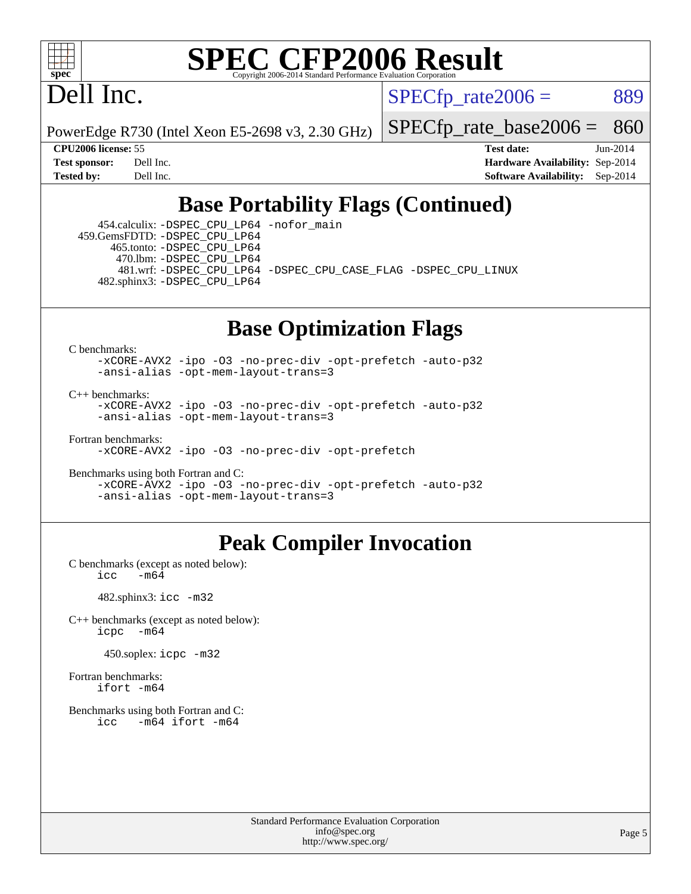## Base Portability Flags (Continued)

454.calculix: -DSPEC_CPU_LP64 -nofor_main
459.GemsFDTD: -DSPEC_CPU_LP64
465.tonto: -DSPEC_CPU_LP64
470.lbm: -DSPEC_CPU_LP64
481.wrf: -DSPEC_CPU_LP64 -DSPEC_CPU_CASE_FLAG -DSPEC_CPU_LINUX
482.sphinx3: -DSPEC_CPU_LP64

## Base Optimization Flags

C benchmarks:
-xCORE-AVX2 -ipo -O3 -no-prec-div -opt-prefetch -auto-p32 -ansi-alias -opt-mem-layout-trans=3

C++ benchmarks:
-xCORE-AVX2 -ipo -O3 -no-prec-div -opt-prefetch -auto-p32 -ansi-alias -opt-mem-layout-trans=3

Fortran benchmarks:
-xCORE-AVX2 -ipo -O3 -no-prec-div -opt-prefetch

Benchmarks using both Fortran and C:
-xCORE-AVX2 -ipo -O3 -no-prec-div -opt-prefetch -auto-p32 -ansi-alias -opt-mem-layout-trans=3

## Peak Compiler Invocation

C benchmarks (except as noted below):
icc -m64

482.sphinx3: icc -m32

C++ benchmarks (except as noted below):
icpc -m64

450.soplex: icpc -m32

Fortran benchmarks:
ifort -m64

Benchmarks using both Fortran and C:
icc -m64 ifort -m64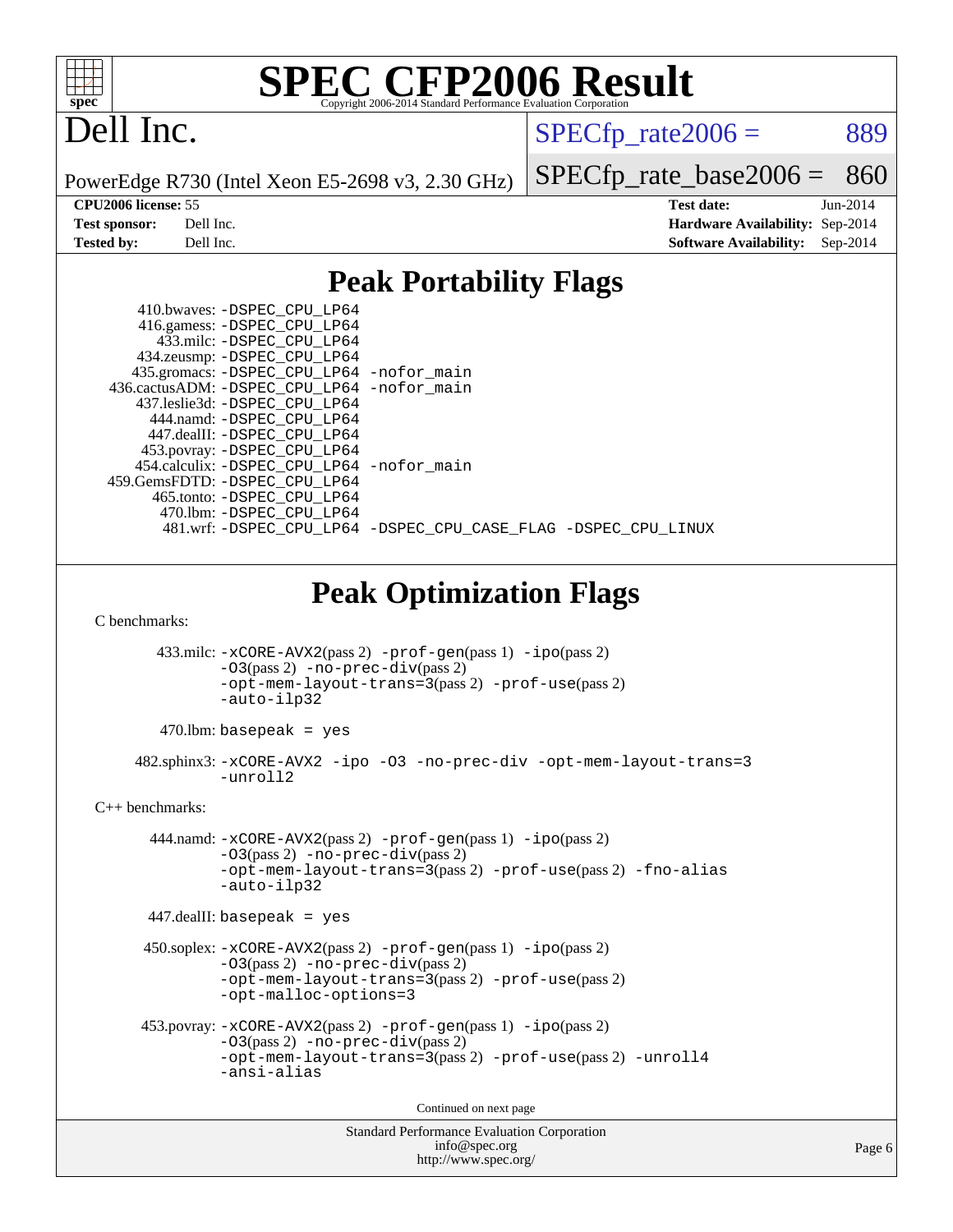# SPEC CFP2006 Result

Copyright 2006-2014 Standard Performance Evaluation Corporation

# Dell Inc.

PowerEdge R730 (Intel Xeon E5-2698 v3, 2.30 GHz)

SPECfp_rate2006 = 889

SPECfp_rate_base2006 = 860

| | | | |
|---|---|---|---|
| **CPU2006 license:** | 55 | **Test date:** | Jun-2014 |
| **Test sponsor:** | Dell Inc. | **Hardware Availability:** | Sep-2014 |
| **Tested by:** | Dell Inc. | **Software Availability:** | Sep-2014 |

## Peak Portability Flags

410.bwaves: -DSPEC_CPU_LP64
416.gamess: -DSPEC_CPU_LP64
433.milc: -DSPEC_CPU_LP64
434.zeusmp: -DSPEC_CPU_LP64
435.gromacs: -DSPEC_CPU_LP64 -nofor_main
436.cactusADM: -DSPEC_CPU_LP64 -nofor_main
437.leslie3d: -DSPEC_CPU_LP64
444.namd: -DSPEC_CPU_LP64
447.dealII: -DSPEC_CPU_LP64
453.povray: -DSPEC_CPU_LP64
454.calculix: -DSPEC_CPU_LP64 -nofor_main
459.GemsFDTD: -DSPEC_CPU_LP64
465.tonto: -DSPEC_CPU_LP64
470.lbm: -DSPEC_CPU_LP64
481.wrf: -DSPEC_CPU_LP64 -DSPEC_CPU_CASE_FLAG -DSPEC_CPU_LINUX

## Peak Optimization Flags

C benchmarks:

433.milc: -xCORE-AVX2(pass 2) -prof-gen(pass 1) -ipo(pass 2) -O3(pass 2) -no-prec-div(pass 2) -opt-mem-layout-trans=3(pass 2) -prof-use(pass 2) -auto-ilp32

470.lbm: basepeak = yes

482.sphinx3: -xCORE-AVX2 -ipo -O3 -no-prec-div -opt-mem-layout-trans=3 -unroll2

C++ benchmarks:

444.namd: -xCORE-AVX2(pass 2) -prof-gen(pass 1) -ipo(pass 2) -O3(pass 2) -no-prec-div(pass 2) -opt-mem-layout-trans=3(pass 2) -prof-use(pass 2) -fno-alias -auto-ilp32

447.dealII: basepeak = yes

450.soplex: -xCORE-AVX2(pass 2) -prof-gen(pass 1) -ipo(pass 2) -O3(pass 2) -no-prec-div(pass 2) -opt-mem-layout-trans=3(pass 2) -prof-use(pass 2) -opt-malloc-options=3

453.povray: -xCORE-AVX2(pass 2) -prof-gen(pass 1) -ipo(pass 2) -O3(pass 2) -no-prec-div(pass 2) -opt-mem-layout-trans=3(pass 2) -prof-use(pass 2) -unroll4 -ansi-alias

Continued on next page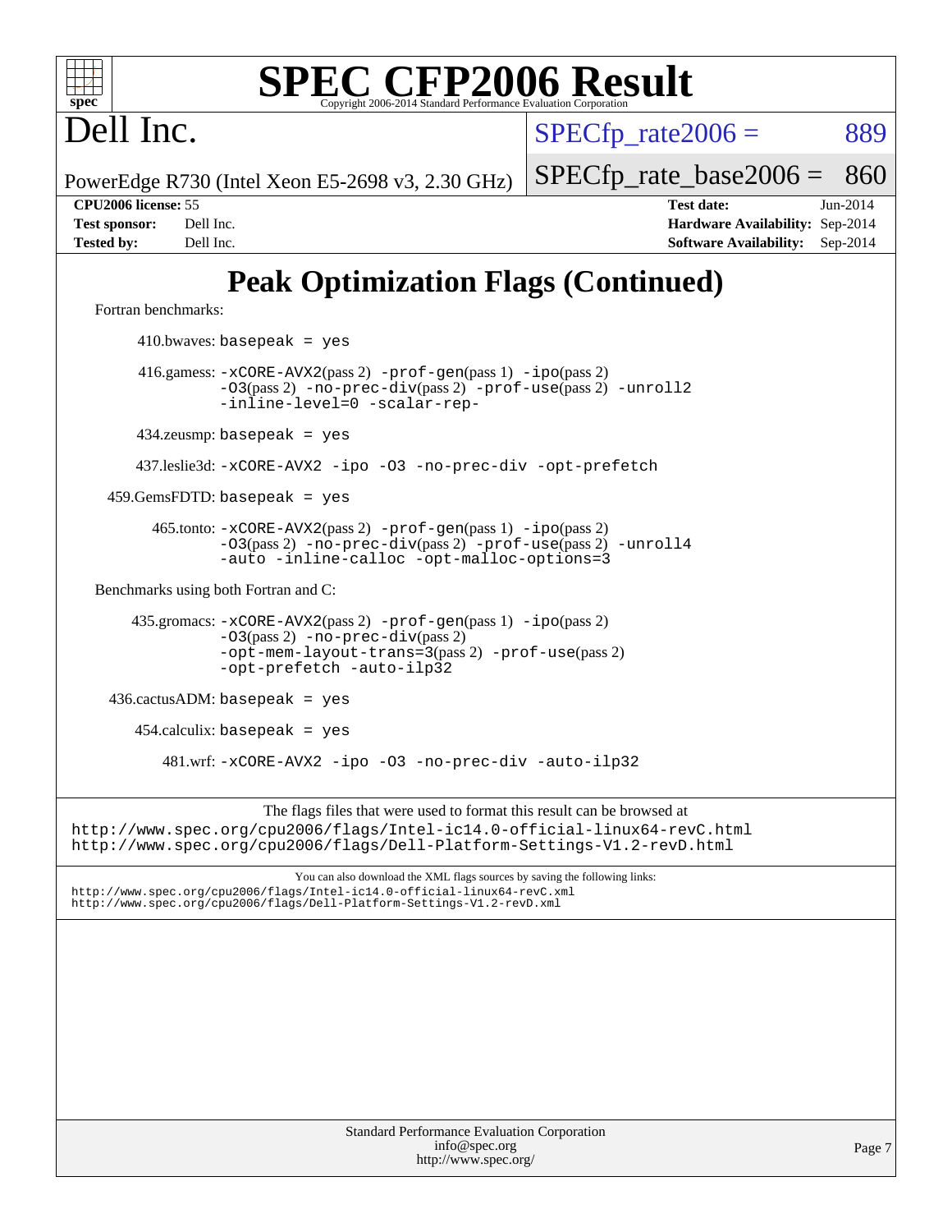# SPEC CFP2006 Result

Copyright 2006-2014 Standard Performance Evaluation Corporation

# Dell Inc.

PowerEdge R730 (Intel Xeon E5-2698 v3, 2.30 GHz)

SPECfp_rate2006 = 889

SPECfp_rate_base2006 = 860

| | | | |
|---|---|---|---|
| **CPU2006 license:** 55 | | **Test date:** | Jun-2014 |
| **Test sponsor:** | Dell Inc. | **Hardware Availability:** | Sep-2014 |
| **Tested by:** | Dell Inc. | **Software Availability:** | Sep-2014 |

## Peak Optimization Flags (Continued)

Fortran benchmarks:

410.bwaves: `basepeak = yes`

416.gamess: `-xCORE-AVX2`(pass 2) `-prof-gen`(pass 1) `-ipo`(pass 2) `-O3`(pass 2) `-no-prec-div`(pass 2) `-prof-use`(pass 2) `-unroll2` `-inline-level=0` `-scalar-rep-`

434.zeusmp: `basepeak = yes`

437.leslie3d: `-xCORE-AVX2 -ipo -O3 -no-prec-div -opt-prefetch`

459.GemsFDTD: `basepeak = yes`

465.tonto: `-xCORE-AVX2`(pass 2) `-prof-gen`(pass 1) `-ipo`(pass 2) `-O3`(pass 2) `-no-prec-div`(pass 2) `-prof-use`(pass 2) `-unroll4` `-auto -inline-calloc -opt-malloc-options=3`

Benchmarks using both Fortran and C:

435.gromacs: `-xCORE-AVX2`(pass 2) `-prof-gen`(pass 1) `-ipo`(pass 2) `-O3`(pass 2) `-no-prec-div`(pass 2) `-opt-mem-layout-trans=3`(pass 2) `-prof-use`(pass 2) `-opt-prefetch -auto-ilp32`

436.cactusADM: `basepeak = yes`

454.calculix: `basepeak = yes`

481.wrf: `-xCORE-AVX2 -ipo -O3 -no-prec-div -auto-ilp32`

The flags files that were used to format this result can be browsed at
http://www.spec.org/cpu2006/flags/Intel-ic14.0-official-linux64-revC.html
http://www.spec.org/cpu2006/flags/Dell-Platform-Settings-V1.2-revD.html

You can also download the XML flags sources by saving the following links:
http://www.spec.org/cpu2006/flags/Intel-ic14.0-official-linux64-revC.xml
http://www.spec.org/cpu2006/flags/Dell-Platform-Settings-V1.2-revD.xml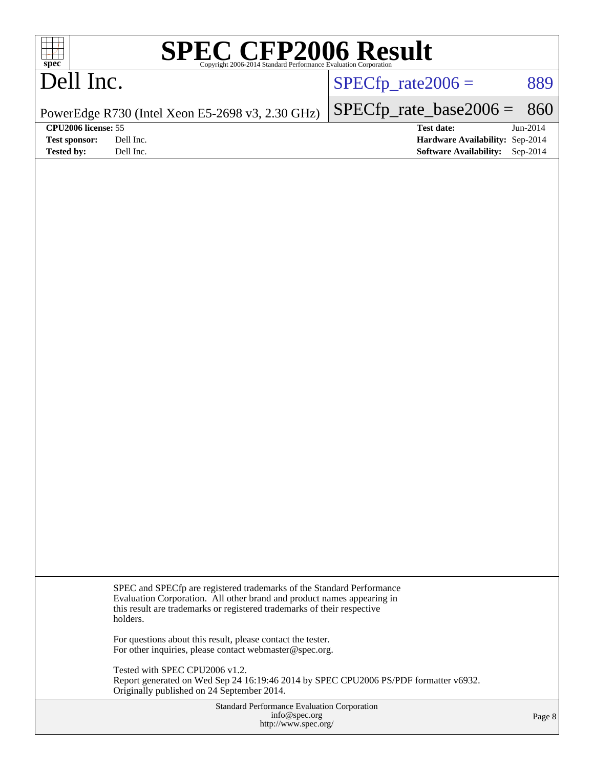# SPEC CFP2006 Result

Copyright 2006-2014 Standard Performance Evaluation Corporation

**Dell Inc.**

PowerEdge R730 (Intel Xeon E5-2698 v3, 2.30 GHz)

SPECfp_rate2006 = 889

SPECfp_rate_base2006 = 860

**CPU2006 license:** 55
**Test sponsor:** Dell Inc.
**Tested by:** Dell Inc.

**Test date:** Jun-2014
**Hardware Availability:** Sep-2014
**Software Availability:** Sep-2014

SPEC and SPECfp are registered trademarks of the Standard Performance Evaluation Corporation. All other brand and product names appearing in this result are trademarks or registered trademarks of their respective holders.

For questions about this result, please contact the tester.
For other inquiries, please contact webmaster@spec.org.

Tested with SPEC CPU2006 v1.2.
Report generated on Wed Sep 24 16:19:46 2014 by SPEC CPU2006 PS/PDF formatter v6932.
Originally published on 24 September 2014.